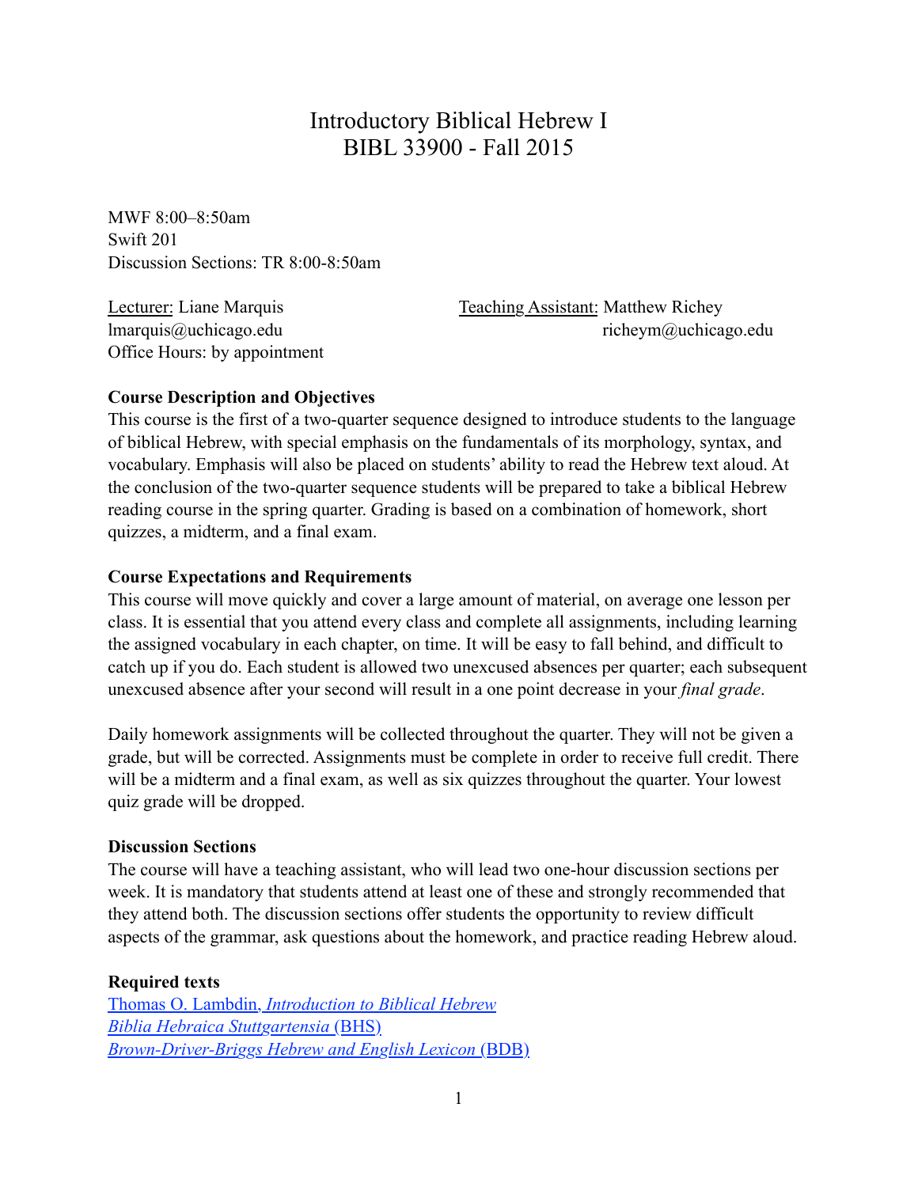# Introductory Biblical Hebrew I
# BIBL 33900 - Fall 2015

MWF 8:00–8:50am
Swift 201
Discussion Sections: TR 8:00-8:50am

Lecturer: Liane Marquis
lmarquis@uchicago.edu
Office Hours: by appointment

Teaching Assistant: Matthew Richey
richeym@uchicago.edu

**Course Description and Objectives**

This course is the first of a two-quarter sequence designed to introduce students to the language of biblical Hebrew, with special emphasis on the fundamentals of its morphology, syntax, and vocabulary. Emphasis will also be placed on students' ability to read the Hebrew text aloud. At the conclusion of the two-quarter sequence students will be prepared to take a biblical Hebrew reading course in the spring quarter. Grading is based on a combination of homework, short quizzes, a midterm, and a final exam.

**Course Expectations and Requirements**

This course will move quickly and cover a large amount of material, on average one lesson per class. It is essential that you attend every class and complete all assignments, including learning the assigned vocabulary in each chapter, on time. It will be easy to fall behind, and difficult to catch up if you do. Each student is allowed two unexcused absences per quarter; each subsequent unexcused absence after your second will result in a one point decrease in your *final grade*.

Daily homework assignments will be collected throughout the quarter. They will not be given a grade, but will be corrected. Assignments must be complete in order to receive full credit. There will be a midterm and a final exam, as well as six quizzes throughout the quarter. Your lowest quiz grade will be dropped.

**Discussion Sections**

The course will have a teaching assistant, who will lead two one-hour discussion sections per week. It is mandatory that students attend at least one of these and strongly recommended that they attend both. The discussion sections offer students the opportunity to review difficult aspects of the grammar, ask questions about the homework, and practice reading Hebrew aloud.

**Required texts**

Thomas O. Lambdin, *Introduction to Biblical Hebrew*
*Biblia Hebraica Stuttgartensia* (BHS)
*Brown-Driver-Briggs Hebrew and English Lexicon* (BDB)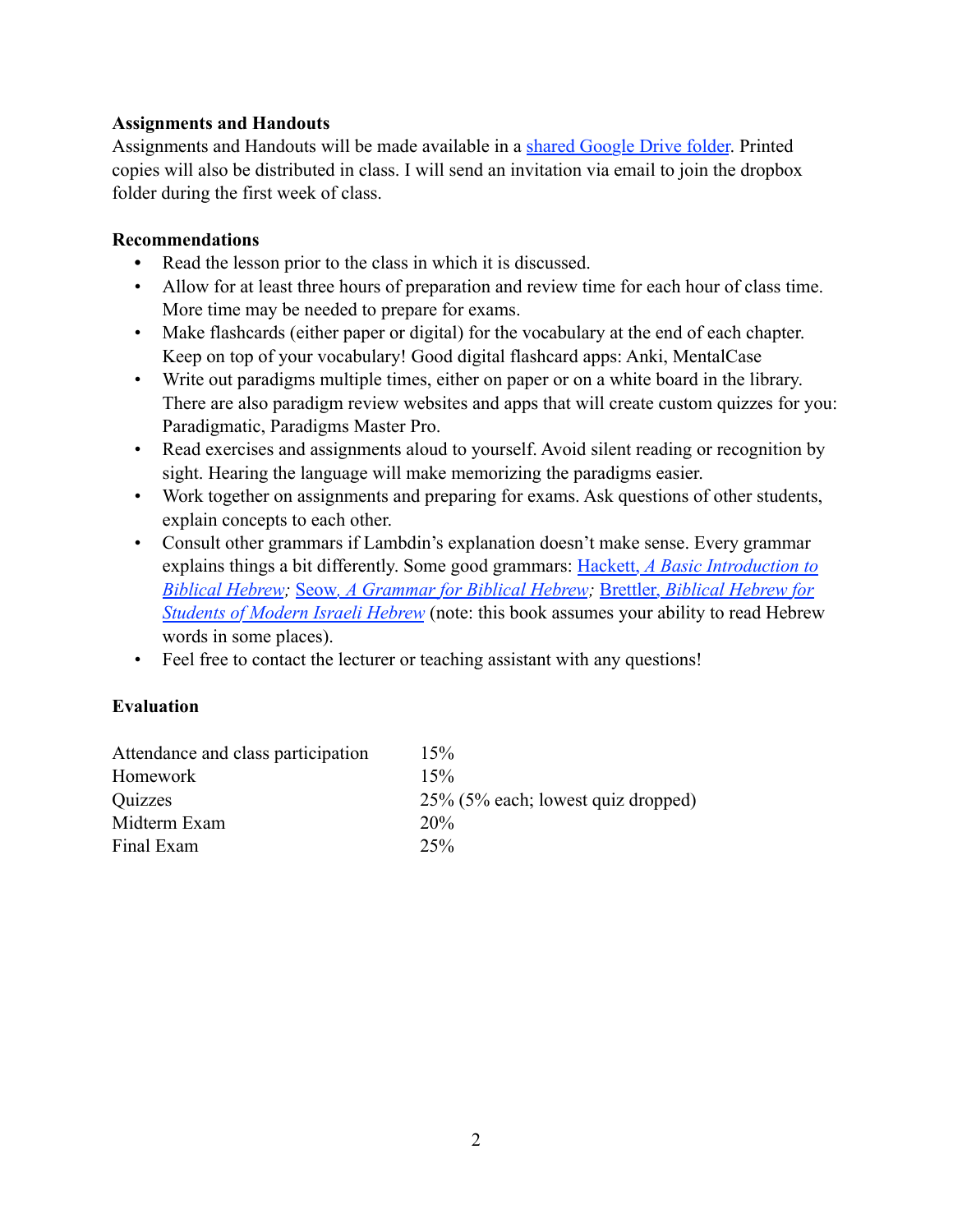**Assignments and Handouts**

Assignments and Handouts will be made available in a shared Google Drive folder. Printed copies will also be distributed in class. I will send an invitation via email to join the dropbox folder during the first week of class.

**Recommendations**

- Read the lesson prior to the class in which it is discussed.
- Allow for at least three hours of preparation and review time for each hour of class time. More time may be needed to prepare for exams.
- Make flashcards (either paper or digital) for the vocabulary at the end of each chapter. Keep on top of your vocabulary! Good digital flashcard apps: Anki, MentalCase
- Write out paradigms multiple times, either on paper or on a white board in the library. There are also paradigm review websites and apps that will create custom quizzes for you: Paradigmatic, Paradigms Master Pro.
- Read exercises and assignments aloud to yourself. Avoid silent reading or recognition by sight. Hearing the language will make memorizing the paradigms easier.
- Work together on assignments and preparing for exams. Ask questions of other students, explain concepts to each other.
- Consult other grammars if Lambdin's explanation doesn't make sense. Every grammar explains things a bit differently. Some good grammars: Hackett, *A Basic Introduction to Biblical Hebrew*; Seow, *A Grammar for Biblical Hebrew*; Brettler, *Biblical Hebrew for Students of Modern Israeli Hebrew* (note: this book assumes your ability to read Hebrew words in some places).
- Feel free to contact the lecturer or teaching assistant with any questions!

**Evaluation**

| | |
|---|---|
| Attendance and class participation | 15% |
| Homework | 15% |
| Quizzes | 25% (5% each; lowest quiz dropped) |
| Midterm Exam | 20% |
| Final Exam | 25% |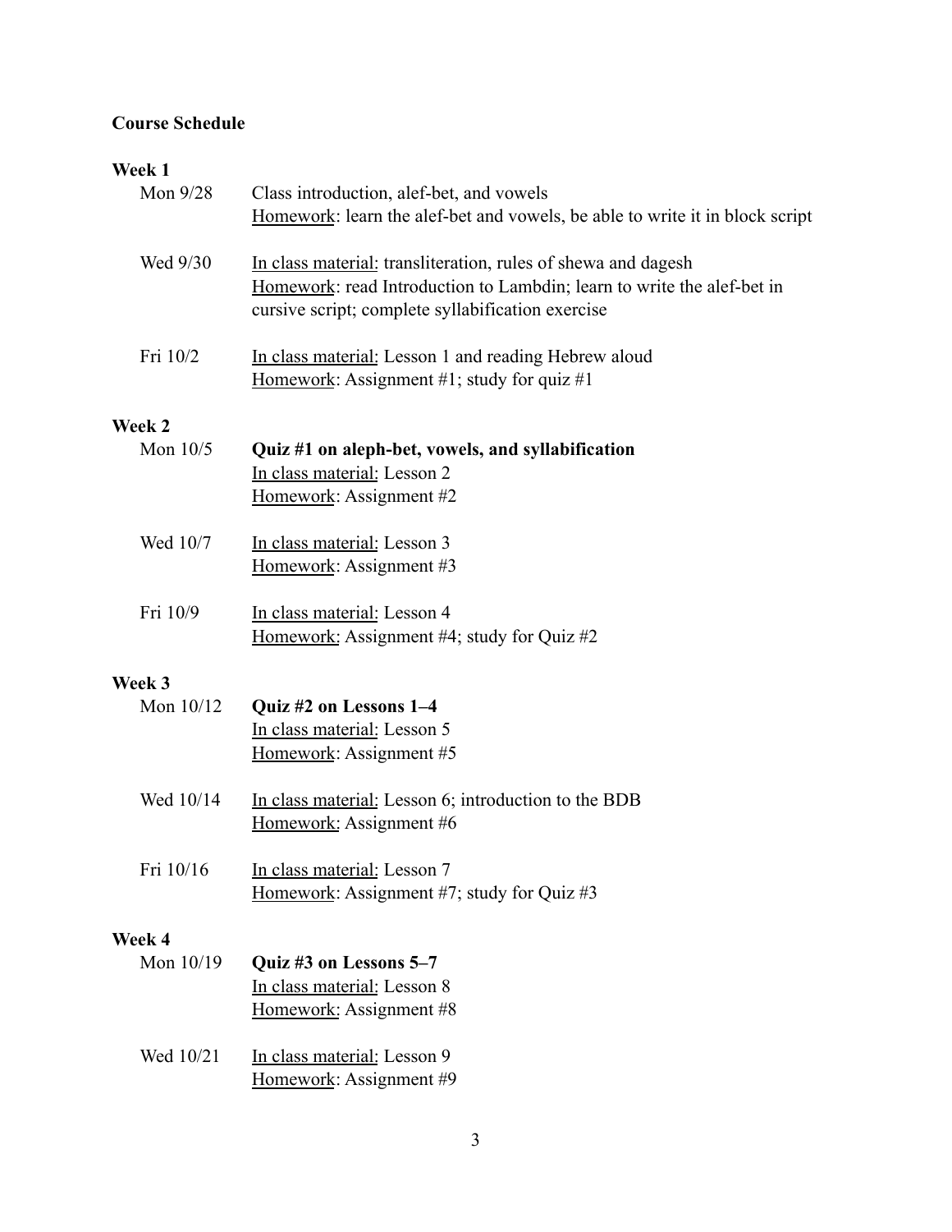**Course Schedule**

**Week 1**

Mon 9/28
Class introduction, alef-bet, and vowels
Homework: learn the alef-bet and vowels, be able to write it in block script

Wed 9/30
In class material: transliteration, rules of shewa and dagesh
Homework: read Introduction to Lambdin; learn to write the alef-bet in cursive script; complete syllabification exercise

Fri 10/2
In class material: Lesson 1 and reading Hebrew aloud
Homework: Assignment #1; study for quiz #1

**Week 2**

Mon 10/5
**Quiz #1 on aleph-bet, vowels, and syllabification**
In class material: Lesson 2
Homework: Assignment #2

Wed 10/7
In class material: Lesson 3
Homework: Assignment #3

Fri 10/9
In class material: Lesson 4
Homework: Assignment #4; study for Quiz #2

**Week 3**

Mon 10/12
**Quiz #2 on Lessons 1–4**
In class material: Lesson 5
Homework: Assignment #5

Wed 10/14
In class material: Lesson 6; introduction to the BDB
Homework: Assignment #6

Fri 10/16
In class material: Lesson 7
Homework: Assignment #7; study for Quiz #3

**Week 4**

Mon 10/19
**Quiz #3 on Lessons 5–7**
In class material: Lesson 8
Homework: Assignment #8

Wed 10/21
In class material: Lesson 9
Homework: Assignment #9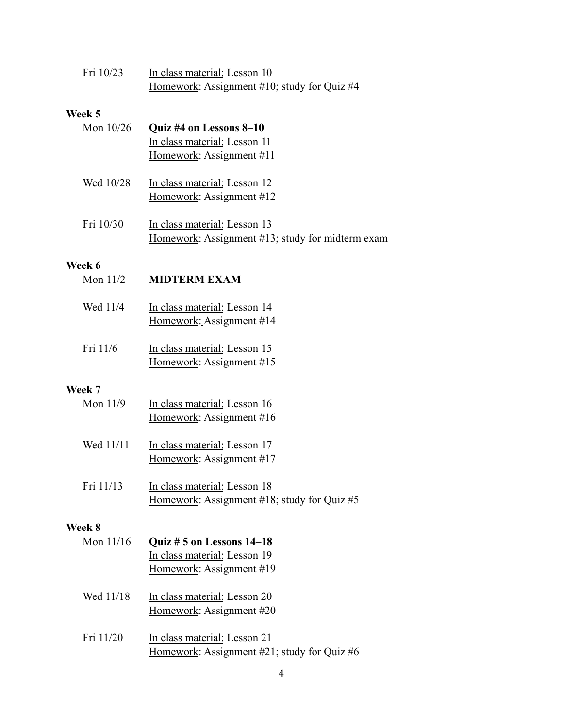Fri 10/23 — In class material: Lesson 10
Homework: Assignment #10; study for Quiz #4

**Week 5**

Mon 10/26 — **Quiz #4 on Lessons 8–10**
In class material: Lesson 11
Homework: Assignment #11

Wed 10/28 — In class material: Lesson 12
Homework: Assignment #12

Fri 10/30 — In class material: Lesson 13
Homework: Assignment #13; study for midterm exam

**Week 6**

Mon 11/2 — **MIDTERM EXAM**

Wed 11/4 — In class material: Lesson 14
Homework: Assignment #14

Fri 11/6 — In class material: Lesson 15
Homework: Assignment #15

**Week 7**

Mon 11/9 — In class material: Lesson 16
Homework: Assignment #16

Wed 11/11 — In class material: Lesson 17
Homework: Assignment #17

Fri 11/13 — In class material: Lesson 18
Homework: Assignment #18; study for Quiz #5

**Week 8**

Mon 11/16 — **Quiz # 5 on Lessons 14–18**
In class material: Lesson 19
Homework: Assignment #19

Wed 11/18 — In class material: Lesson 20
Homework: Assignment #20

Fri 11/20 — In class material: Lesson 21
Homework: Assignment #21; study for Quiz #6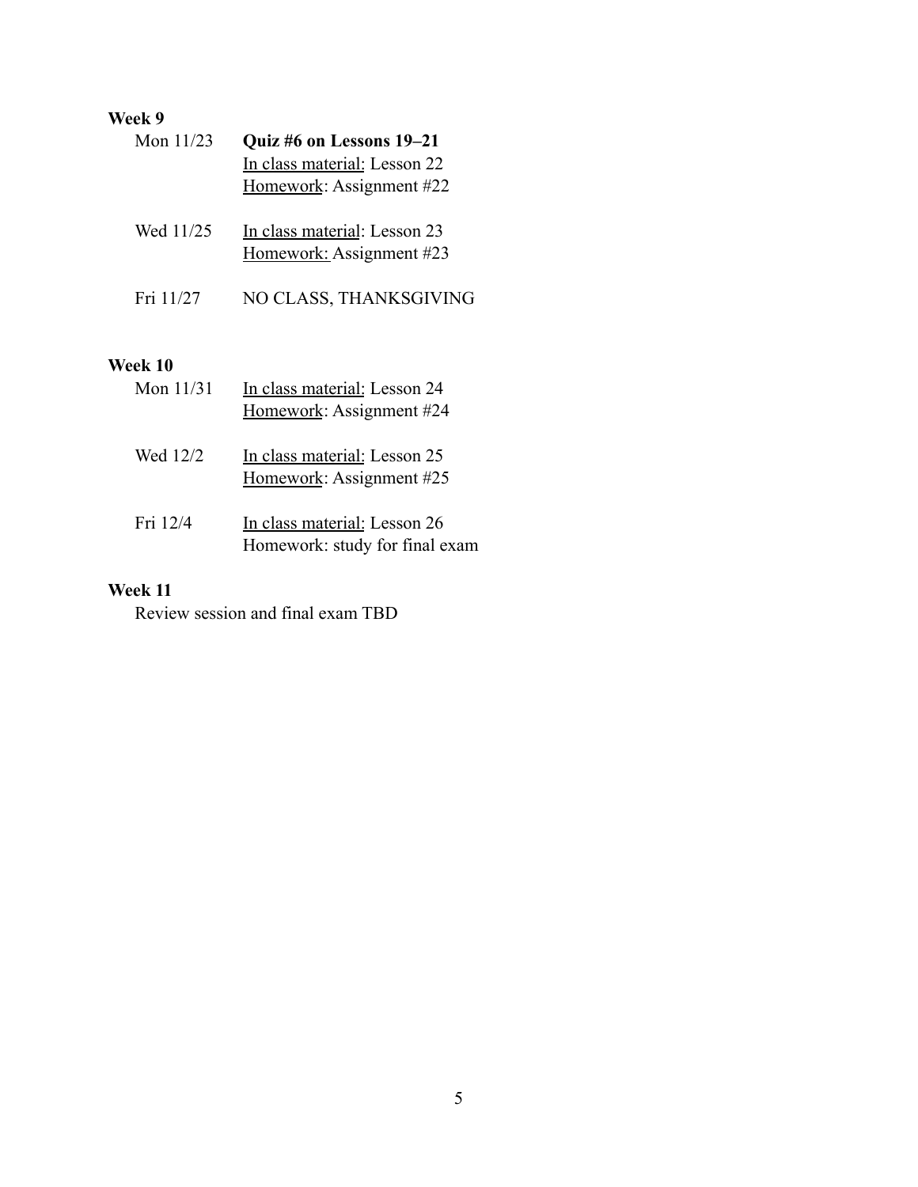**Week 9**

Mon 11/23 **Quiz #6 on Lessons 19–21**
In class material: Lesson 22
Homework: Assignment #22

Wed 11/25 In class material: Lesson 23
Homework: Assignment #23

Fri 11/27 NO CLASS, THANKSGIVING

**Week 10**

Mon 11/31 In class material: Lesson 24
Homework: Assignment #24

Wed 12/2 In class material: Lesson 25
Homework: Assignment #25

Fri 12/4 In class material: Lesson 26
Homework: study for final exam

**Week 11**

Review session and final exam TBD